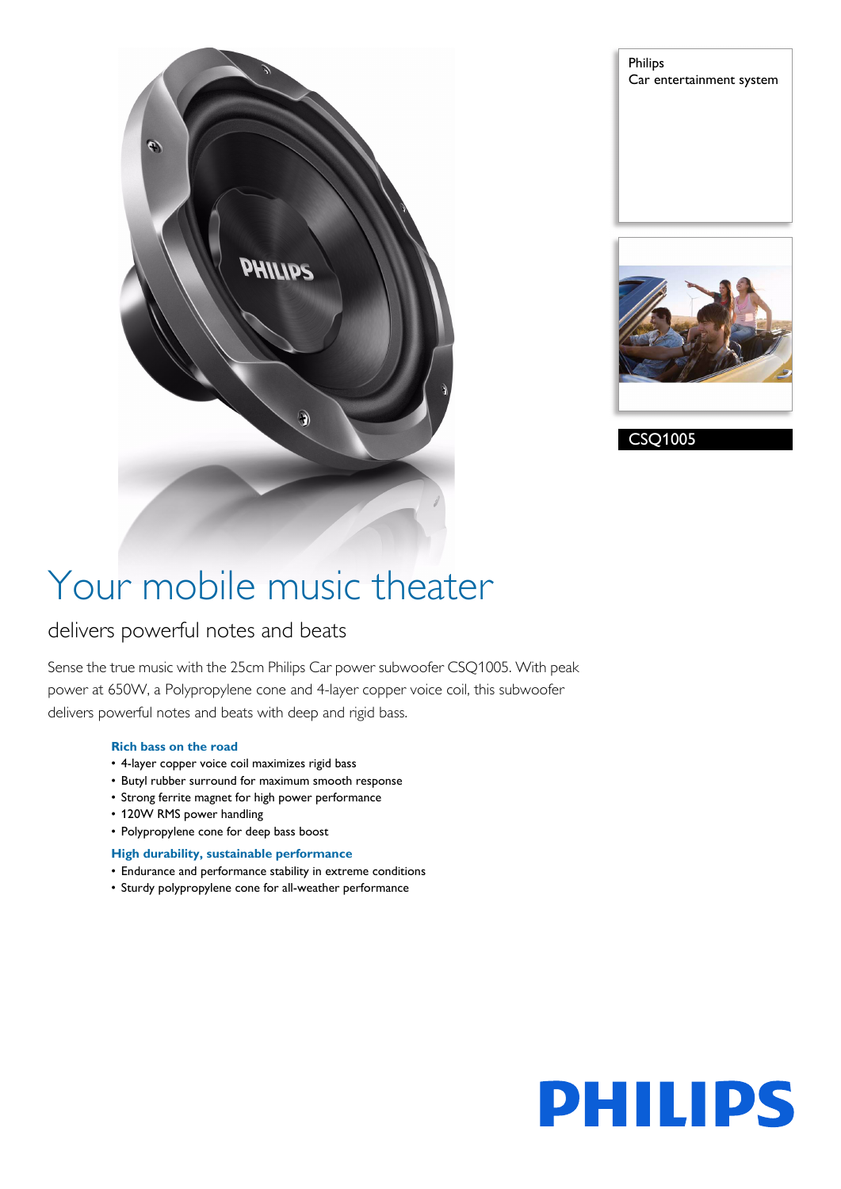Philips
Car entertainment system

CSQ1005

# Your mobile music theater

## delivers powerful notes and beats

Sense the true music with the 25cm Philips Car power subwoofer CSQ1005. With peak power at 650W, a Polypropylene cone and 4-layer copper voice coil, this subwoofer delivers powerful notes and beats with deep and rigid bass.

### Rich bass on the road

- 4-layer copper voice coil maximizes rigid bass
- Butyl rubber surround for maximum smooth response
- Strong ferrite magnet for high power performance
- 120W RMS power handling
- Polypropylene cone for deep bass boost

### High durability, sustainable performance

- Endurance and performance stability in extreme conditions
- Sturdy polypropylene cone for all-weather performance

PHILIPS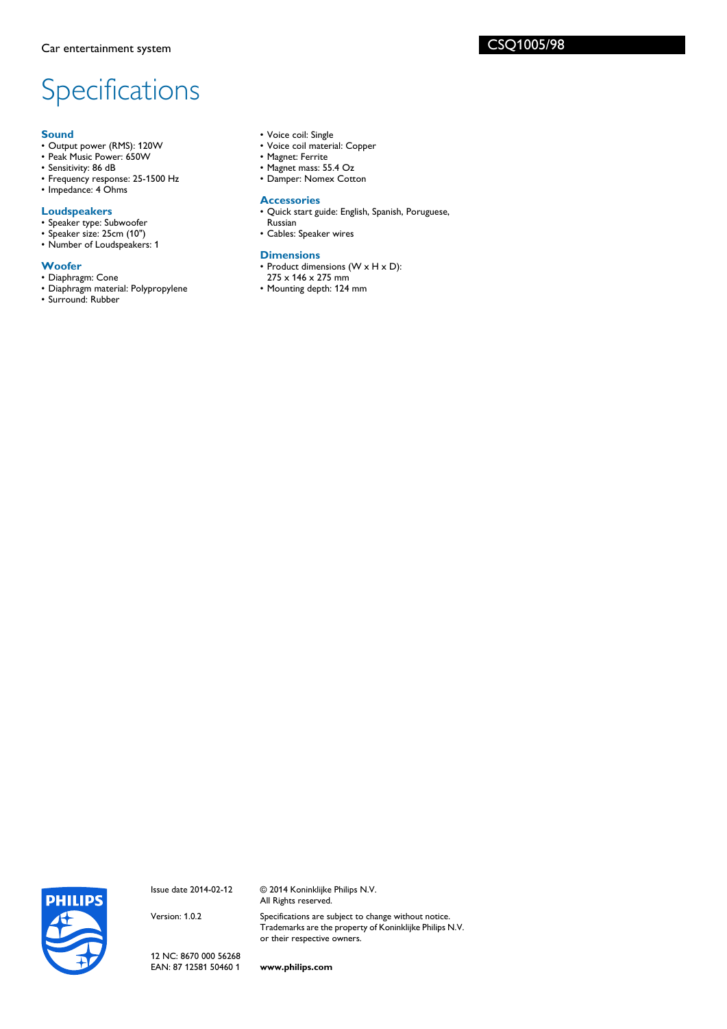# Specifications

### Sound
- Output power (RMS): 120W
- Peak Music Power: 650W
- Sensitivity: 86 dB
- Frequency response: 25-1500 Hz
- Impedance: 4 Ohms

### Loudspeakers
- Speaker type: Subwoofer
- Speaker size: 25cm (10")
- Number of Loudspeakers: 1

### Woofer
- Diaphragm: Cone
- Diaphragm material: Polypropylene
- Surround: Rubber
- Voice coil: Single
- Voice coil material: Copper
- Magnet: Ferrite
- Magnet mass: 55.4 Oz
- Damper: Nomex Cotton

### Accessories
- Quick start guide: English, Spanish, Poruguese, Russian
- Cables: Speaker wires

### Dimensions
- Product dimensions (W x H x D): 275 x 146 x 275 mm
- Mounting depth: 124 mm

Issue date 2014-02-12

Version: 1.0.2

12 NC: 8670 000 56268
EAN: 87 12581 50460 1

© 2014 Koninklijke Philips N.V.
All Rights reserved.

Specifications are subject to change without notice. Trademarks are the property of Koninklijke Philips N.V. or their respective owners.

**www.philips.com**